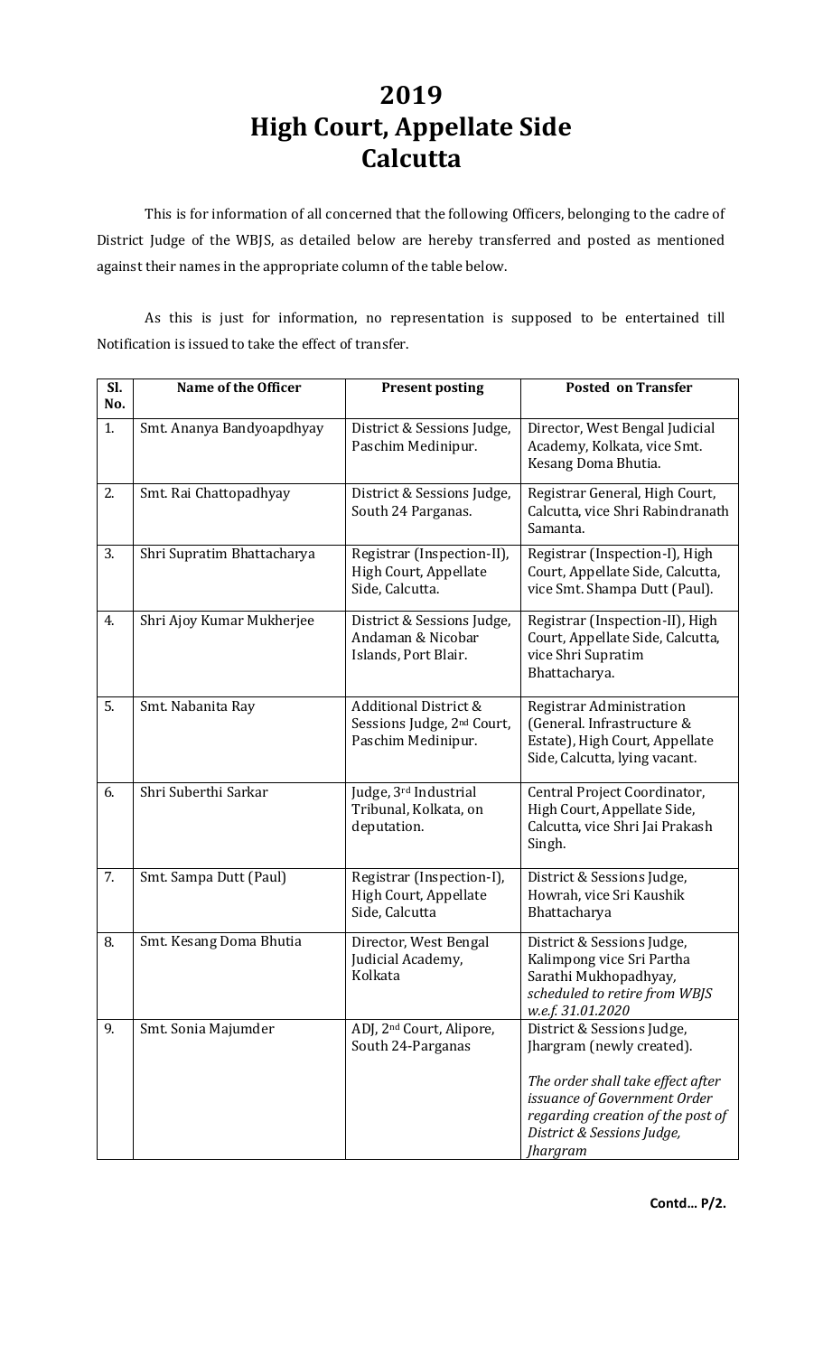# 2019
# High Court, Appellate Side
# Calcutta

This is for information of all concerned that the following Officers, belonging to the cadre of District Judge of the WBJS, as detailed below are hereby transferred and posted as mentioned against their names in the appropriate column of the table below.

As this is just for information, no representation is supposed to be entertained till Notification is issued to take the effect of transfer.

| Sl. No. | Name of the Officer | Present posting | Posted on Transfer |
|---|---|---|---|
| 1. | Smt. Ananya Bandyoapdhyay | District & Sessions Judge, Paschim Medinipur. | Director, West Bengal Judicial Academy, Kolkata, vice Smt. Kesang Doma Bhutia. |
| 2. | Smt. Rai Chattopadhyay | District & Sessions Judge, South 24 Parganas. | Registrar General, High Court, Calcutta, vice Shri Rabindranath Samanta. |
| 3. | Shri Supratim Bhattacharya | Registrar (Inspection-II), High Court, Appellate Side, Calcutta. | Registrar (Inspection-I), High Court, Appellate Side, Calcutta, vice Smt. Shampa Dutt (Paul). |
| 4. | Shri Ajoy Kumar Mukherjee | District & Sessions Judge, Andaman & Nicobar Islands, Port Blair. | Registrar (Inspection-II), High Court, Appellate Side, Calcutta, vice Shri Supratim Bhattacharya. |
| 5. | Smt. Nabanita Ray | Additional District & Sessions Judge, 2nd Court, Paschim Medinipur. | Registrar Administration (General. Infrastructure & Estate), High Court, Appellate Side, Calcutta, lying vacant. |
| 6. | Shri Suberthi Sarkar | Judge, 3rd Industrial Tribunal, Kolkata, on deputation. | Central Project Coordinator, High Court, Appellate Side, Calcutta, vice Shri Jai Prakash Singh. |
| 7. | Smt. Sampa Dutt (Paul) | Registrar (Inspection-I), High Court, Appellate Side, Calcutta | District & Sessions Judge, Howrah, vice Sri Kaushik Bhattacharya |
| 8. | Smt. Kesang Doma Bhutia | Director, West Bengal Judicial Academy, Kolkata | District & Sessions Judge, Kalimpong vice Sri Partha Sarathi Mukhopadhyay, *scheduled to retire from WBJS w.e.f. 31.01.2020* |
| 9. | Smt. Sonia Majumder | ADJ, 2nd Court, Alipore, South 24-Parganas | District & Sessions Judge, Jhargram (newly created).<br><br>*The order shall take effect after issuance of Government Order regarding creation of the post of District & Sessions Judge, Jhargram* |

**Contd… P/2.**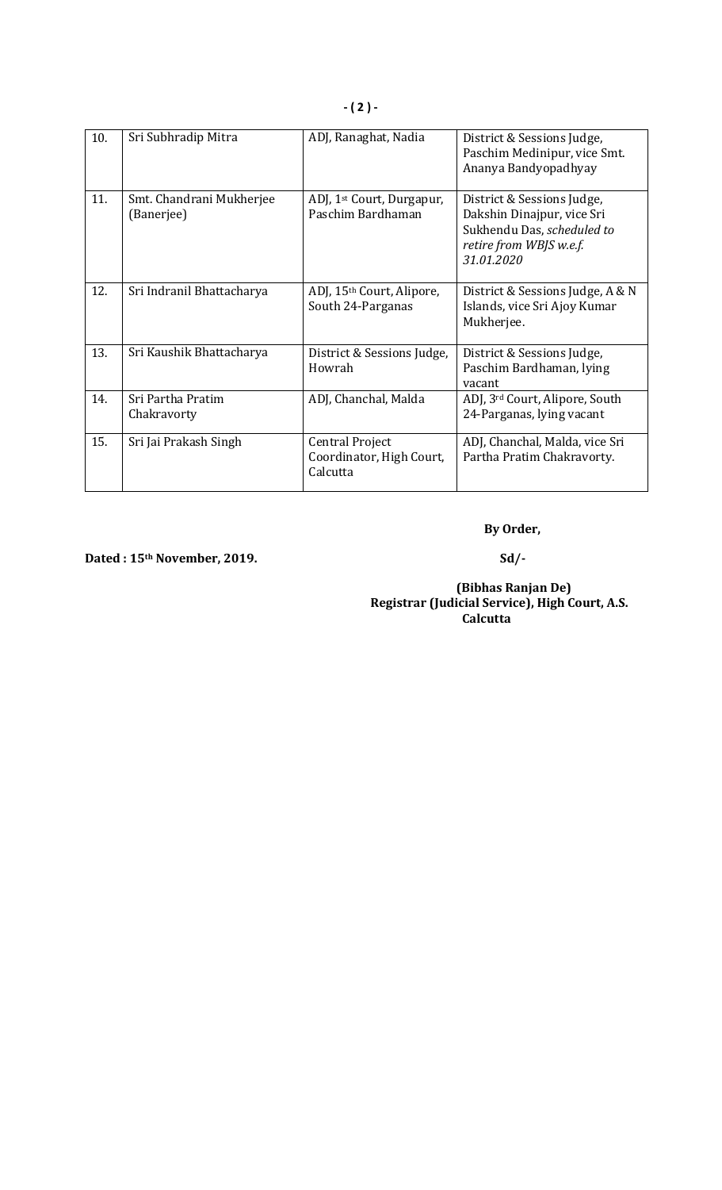| | | | |
|---|---|---|---|
| 10. | Sri Subhradip Mitra | ADJ, Ranaghat, Nadia | District & Sessions Judge, Paschim Medinipur, vice Smt. Ananya Bandyopadhyay |
| 11. | Smt. Chandrani Mukherjee (Banerjee) | ADJ, 1st Court, Durgapur, Paschim Bardhaman | District & Sessions Judge, Dakshin Dinajpur, vice Sri Sukhendu Das, *scheduled to retire from WBJS w.e.f. 31.01.2020* |
| 12. | Sri Indranil Bhattacharya | ADJ, 15th Court, Alipore, South 24-Parganas | District & Sessions Judge, A & N Islands, vice Sri Ajoy Kumar Mukherjee. |
| 13. | Sri Kaushik Bhattacharya | District & Sessions Judge, Howrah | District & Sessions Judge, Paschim Bardhaman, lying vacant |
| 14. | Sri Partha Pratim Chakravorty | ADJ, Chanchal, Malda | ADJ, 3rd Court, Alipore, South 24-Parganas, lying vacant |
| 15. | Sri Jai Prakash Singh | Central Project Coordinator, High Court, Calcutta | ADJ, Chanchal, Malda, vice Sri Partha Pratim Chakravorty. |

**By Order,**

**Dated : 15th November, 2019.**

**Sd/-**

**(Bibhas Ranjan De)**
**Registrar (Judicial Service), High Court, A.S.**
**Calcutta**